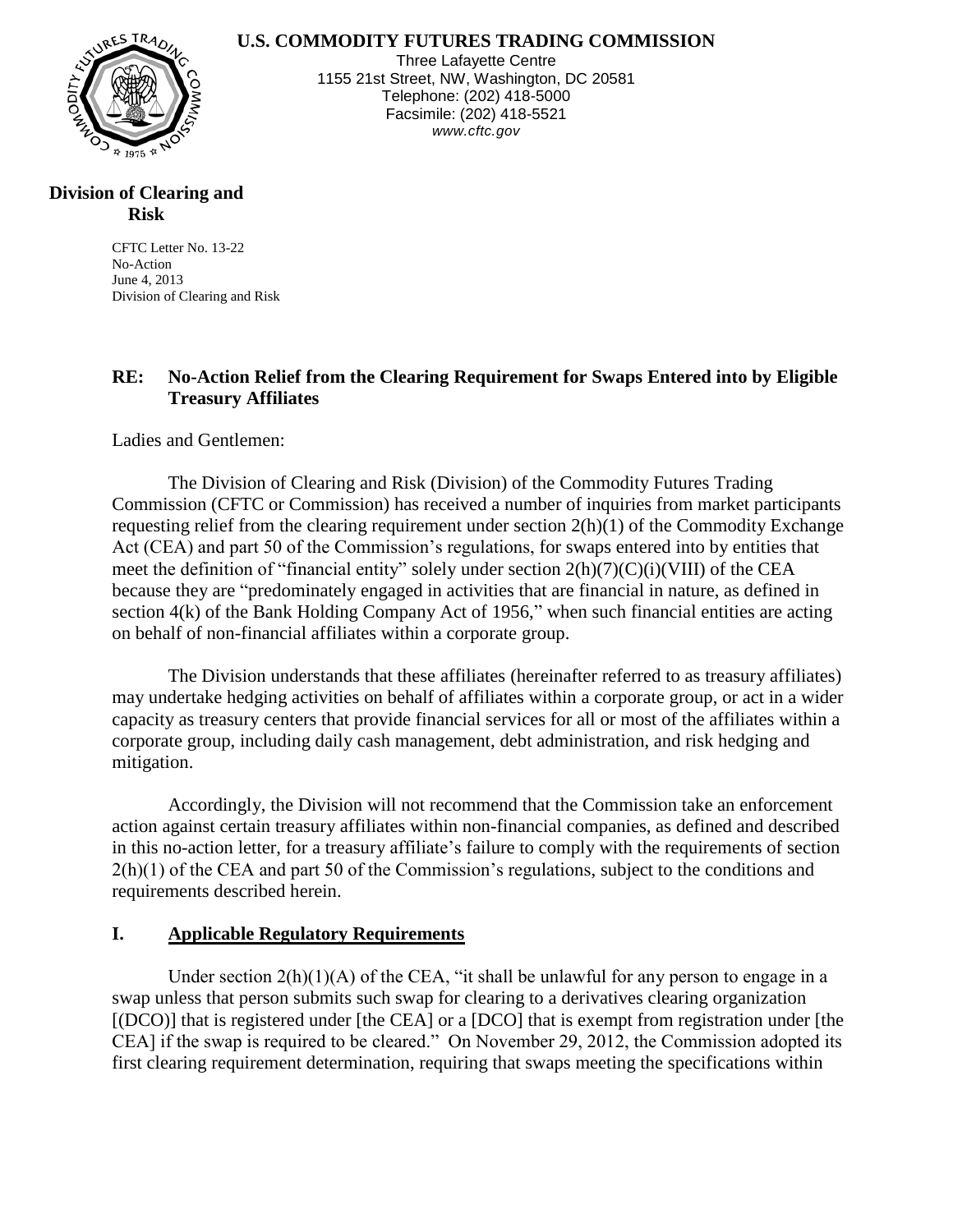**U.S. COMMODITY FUTURES TRADING COMMISSION**

Three Lafayette Centre
1155 21st Street, NW, Washington, DC 20581
Telephone: (202) 418-5000
Facsimile: (202) 418-5521
*www.cftc.gov*

**Division of Clearing and Risk**

CFTC Letter No. 13-22
No-Action
June 4, 2013
Division of Clearing and Risk

**RE: No-Action Relief from the Clearing Requirement for Swaps Entered into by Eligible Treasury Affiliates**

Ladies and Gentlemen:

The Division of Clearing and Risk (Division) of the Commodity Futures Trading Commission (CFTC or Commission) has received a number of inquiries from market participants requesting relief from the clearing requirement under section 2(h)(1) of the Commodity Exchange Act (CEA) and part 50 of the Commission's regulations, for swaps entered into by entities that meet the definition of "financial entity" solely under section 2(h)(7)(C)(i)(VIII) of the CEA because they are "predominately engaged in activities that are financial in nature, as defined in section 4(k) of the Bank Holding Company Act of 1956," when such financial entities are acting on behalf of non-financial affiliates within a corporate group.

The Division understands that these affiliates (hereinafter referred to as treasury affiliates) may undertake hedging activities on behalf of affiliates within a corporate group, or act in a wider capacity as treasury centers that provide financial services for all or most of the affiliates within a corporate group, including daily cash management, debt administration, and risk hedging and mitigation.

Accordingly, the Division will not recommend that the Commission take an enforcement action against certain treasury affiliates within non-financial companies, as defined and described in this no-action letter, for a treasury affiliate's failure to comply with the requirements of section 2(h)(1) of the CEA and part 50 of the Commission's regulations, subject to the conditions and requirements described herein.

## I. <u>Applicable Regulatory Requirements</u>

Under section 2(h)(1)(A) of the CEA, "it shall be unlawful for any person to engage in a swap unless that person submits such swap for clearing to a derivatives clearing organization [(DCO)] that is registered under [the CEA] or a [DCO] that is exempt from registration under [the CEA] if the swap is required to be cleared." On November 29, 2012, the Commission adopted its first clearing requirement determination, requiring that swaps meeting the specifications within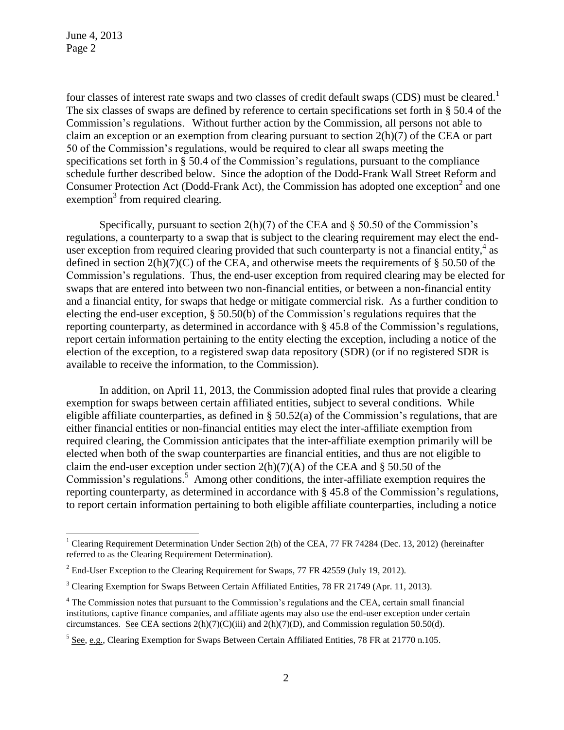four classes of interest rate swaps and two classes of credit default swaps (CDS) must be cleared.[1] The six classes of swaps are defined by reference to certain specifications set forth in § 50.4 of the Commission's regulations. Without further action by the Commission, all persons not able to claim an exception or an exemption from clearing pursuant to section 2(h)(7) of the CEA or part 50 of the Commission's regulations, would be required to clear all swaps meeting the specifications set forth in § 50.4 of the Commission's regulations, pursuant to the compliance schedule further described below. Since the adoption of the Dodd-Frank Wall Street Reform and Consumer Protection Act (Dodd-Frank Act), the Commission has adopted one exception[2] and one exemption[3] from required clearing.

Specifically, pursuant to section 2(h)(7) of the CEA and § 50.50 of the Commission's regulations, a counterparty to a swap that is subject to the clearing requirement may elect the end-user exception from required clearing provided that such counterparty is not a financial entity,[4] as defined in section 2(h)(7)(C) of the CEA, and otherwise meets the requirements of § 50.50 of the Commission's regulations. Thus, the end-user exception from required clearing may be elected for swaps that are entered into between two non-financial entities, or between a non-financial entity and a financial entity, for swaps that hedge or mitigate commercial risk. As a further condition to electing the end-user exception, § 50.50(b) of the Commission's regulations requires that the reporting counterparty, as determined in accordance with § 45.8 of the Commission's regulations, report certain information pertaining to the entity electing the exception, including a notice of the election of the exception, to a registered swap data repository (SDR) (or if no registered SDR is available to receive the information, to the Commission).

In addition, on April 11, 2013, the Commission adopted final rules that provide a clearing exemption for swaps between certain affiliated entities, subject to several conditions. While eligible affiliate counterparties, as defined in § 50.52(a) of the Commission's regulations, that are either financial entities or non-financial entities may elect the inter-affiliate exemption from required clearing, the Commission anticipates that the inter-affiliate exemption primarily will be elected when both of the swap counterparties are financial entities, and thus are not eligible to claim the end-user exception under section 2(h)(7)(A) of the CEA and § 50.50 of the Commission's regulations.[5] Among other conditions, the inter-affiliate exemption requires the reporting counterparty, as determined in accordance with § 45.8 of the Commission's regulations, to report certain information pertaining to both eligible affiliate counterparties, including a notice

---

[1] Clearing Requirement Determination Under Section 2(h) of the CEA, 77 FR 74284 (Dec. 13, 2012) (hereinafter referred to as the Clearing Requirement Determination).

[2] End-User Exception to the Clearing Requirement for Swaps, 77 FR 42559 (July 19, 2012).

[3] Clearing Exemption for Swaps Between Certain Affiliated Entities, 78 FR 21749 (Apr. 11, 2013).

[4] The Commission notes that pursuant to the Commission's regulations and the CEA, certain small financial institutions, captive finance companies, and affiliate agents may also use the end-user exception under certain circumstances. See CEA sections 2(h)(7)(C)(iii) and 2(h)(7)(D), and Commission regulation 50.50(d).

[5] See, e.g., Clearing Exemption for Swaps Between Certain Affiliated Entities, 78 FR at 21770 n.105.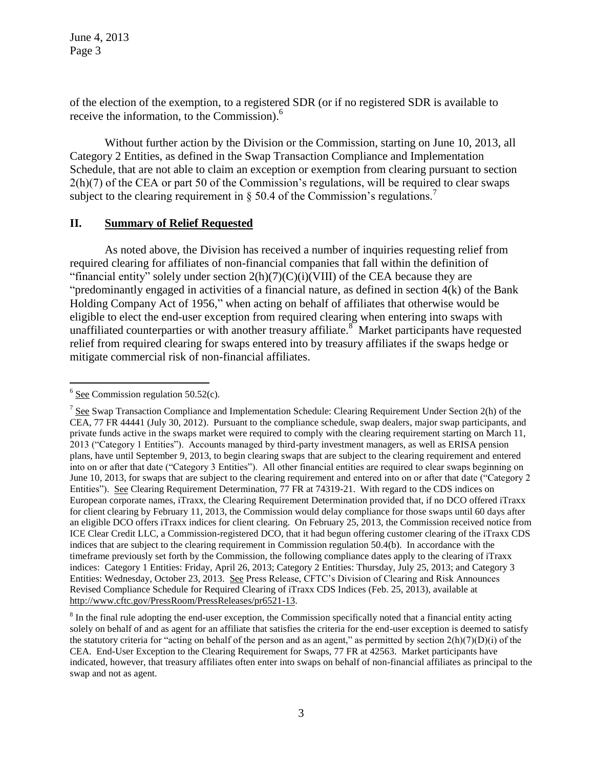of the election of the exemption, to a registered SDR (or if no registered SDR is available to receive the information, to the Commission).[6]

Without further action by the Division or the Commission, starting on June 10, 2013, all Category 2 Entities, as defined in the Swap Transaction Compliance and Implementation Schedule, that are not able to claim an exception or exemption from clearing pursuant to section 2(h)(7) of the CEA or part 50 of the Commission's regulations, will be required to clear swaps subject to the clearing requirement in § 50.4 of the Commission's regulations.[7]

## II. Summary of Relief Requested

As noted above, the Division has received a number of inquiries requesting relief from required clearing for affiliates of non-financial companies that fall within the definition of "financial entity" solely under section 2(h)(7)(C)(i)(VIII) of the CEA because they are "predominantly engaged in activities of a financial nature, as defined in section 4(k) of the Bank Holding Company Act of 1956," when acting on behalf of affiliates that otherwise would be eligible to elect the end-user exception from required clearing when entering into swaps with unaffiliated counterparties or with another treasury affiliate.[8] Market participants have requested relief from required clearing for swaps entered into by treasury affiliates if the swaps hedge or mitigate commercial risk of non-financial affiliates.

---

[6] See Commission regulation 50.52(c).

[7] See Swap Transaction Compliance and Implementation Schedule: Clearing Requirement Under Section 2(h) of the CEA, 77 FR 44441 (July 30, 2012). Pursuant to the compliance schedule, swap dealers, major swap participants, and private funds active in the swaps market were required to comply with the clearing requirement starting on March 11, 2013 ("Category 1 Entities"). Accounts managed by third-party investment managers, as well as ERISA pension plans, have until September 9, 2013, to begin clearing swaps that are subject to the clearing requirement and entered into on or after that date ("Category 3 Entities"). All other financial entities are required to clear swaps beginning on June 10, 2013, for swaps that are subject to the clearing requirement and entered into on or after that date ("Category 2 Entities"). See Clearing Requirement Determination, 77 FR at 74319-21. With regard to the CDS indices on European corporate names, iTraxx, the Clearing Requirement Determination provided that, if no DCO offered iTraxx for client clearing by February 11, 2013, the Commission would delay compliance for those swaps until 60 days after an eligible DCO offers iTraxx indices for client clearing. On February 25, 2013, the Commission received notice from ICE Clear Credit LLC, a Commission-registered DCO, that it had begun offering customer clearing of the iTraxx CDS indices that are subject to the clearing requirement in Commission regulation 50.4(b). In accordance with the timeframe previously set forth by the Commission, the following compliance dates apply to the clearing of iTraxx indices: Category 1 Entities: Friday, April 26, 2013; Category 2 Entities: Thursday, July 25, 2013; and Category 3 Entities: Wednesday, October 23, 2013. See Press Release, CFTC's Division of Clearing and Risk Announces Revised Compliance Schedule for Required Clearing of iTraxx CDS Indices (Feb. 25, 2013), available at http://www.cftc.gov/PressRoom/PressReleases/pr6521-13.

[8] In the final rule adopting the end-user exception, the Commission specifically noted that a financial entity acting solely on behalf of and as agent for an affiliate that satisfies the criteria for the end-user exception is deemed to satisfy the statutory criteria for "acting on behalf of the person and as an agent," as permitted by section 2(h)(7)(D)(i) of the CEA. End-User Exception to the Clearing Requirement for Swaps, 77 FR at 42563. Market participants have indicated, however, that treasury affiliates often enter into swaps on behalf of non-financial affiliates as principal to the swap and not as agent.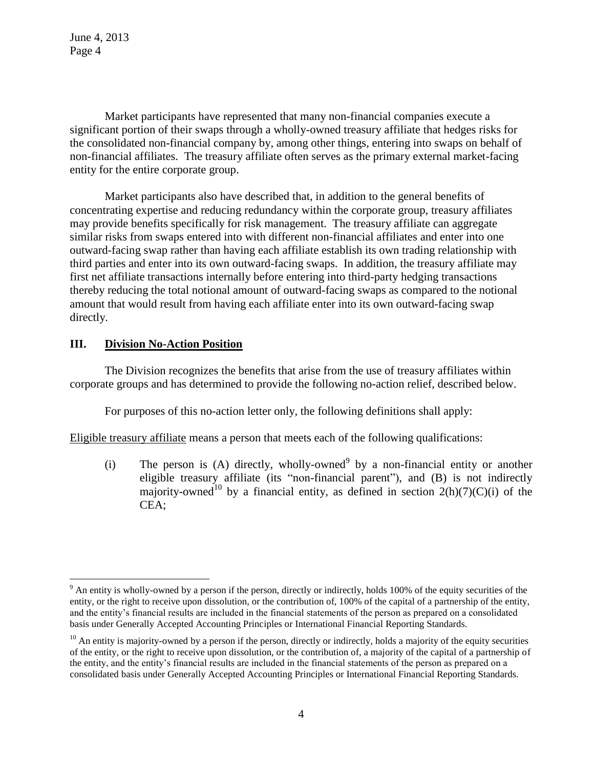Market participants have represented that many non-financial companies execute a significant portion of their swaps through a wholly-owned treasury affiliate that hedges risks for the consolidated non-financial company by, among other things, entering into swaps on behalf of non-financial affiliates. The treasury affiliate often serves as the primary external market-facing entity for the entire corporate group.

Market participants also have described that, in addition to the general benefits of concentrating expertise and reducing redundancy within the corporate group, treasury affiliates may provide benefits specifically for risk management. The treasury affiliate can aggregate similar risks from swaps entered into with different non-financial affiliates and enter into one outward-facing swap rather than having each affiliate establish its own trading relationship with third parties and enter into its own outward-facing swaps. In addition, the treasury affiliate may first net affiliate transactions internally before entering into third-party hedging transactions thereby reducing the total notional amount of outward-facing swaps as compared to the notional amount that would result from having each affiliate enter into its own outward-facing swap directly.

## III. Division No-Action Position

The Division recognizes the benefits that arise from the use of treasury affiliates within corporate groups and has determined to provide the following no-action relief, described below.

For purposes of this no-action letter only, the following definitions shall apply:

Eligible treasury affiliate means a person that meets each of the following qualifications:

(i) The person is (A) directly, wholly-owned[9] by a non-financial entity or another eligible treasury affiliate (its "non-financial parent"), and (B) is not indirectly majority-owned[10] by a financial entity, as defined in section 2(h)(7)(C)(i) of the CEA;

---

[9] An entity is wholly-owned by a person if the person, directly or indirectly, holds 100% of the equity securities of the entity, or the right to receive upon dissolution, or the contribution of, 100% of the capital of a partnership of the entity, and the entity's financial results are included in the financial statements of the person as prepared on a consolidated basis under Generally Accepted Accounting Principles or International Financial Reporting Standards.

[10] An entity is majority-owned by a person if the person, directly or indirectly, holds a majority of the equity securities of the entity, or the right to receive upon dissolution, or the contribution of, a majority of the capital of a partnership of the entity, and the entity's financial results are included in the financial statements of the person as prepared on a consolidated basis under Generally Accepted Accounting Principles or International Financial Reporting Standards.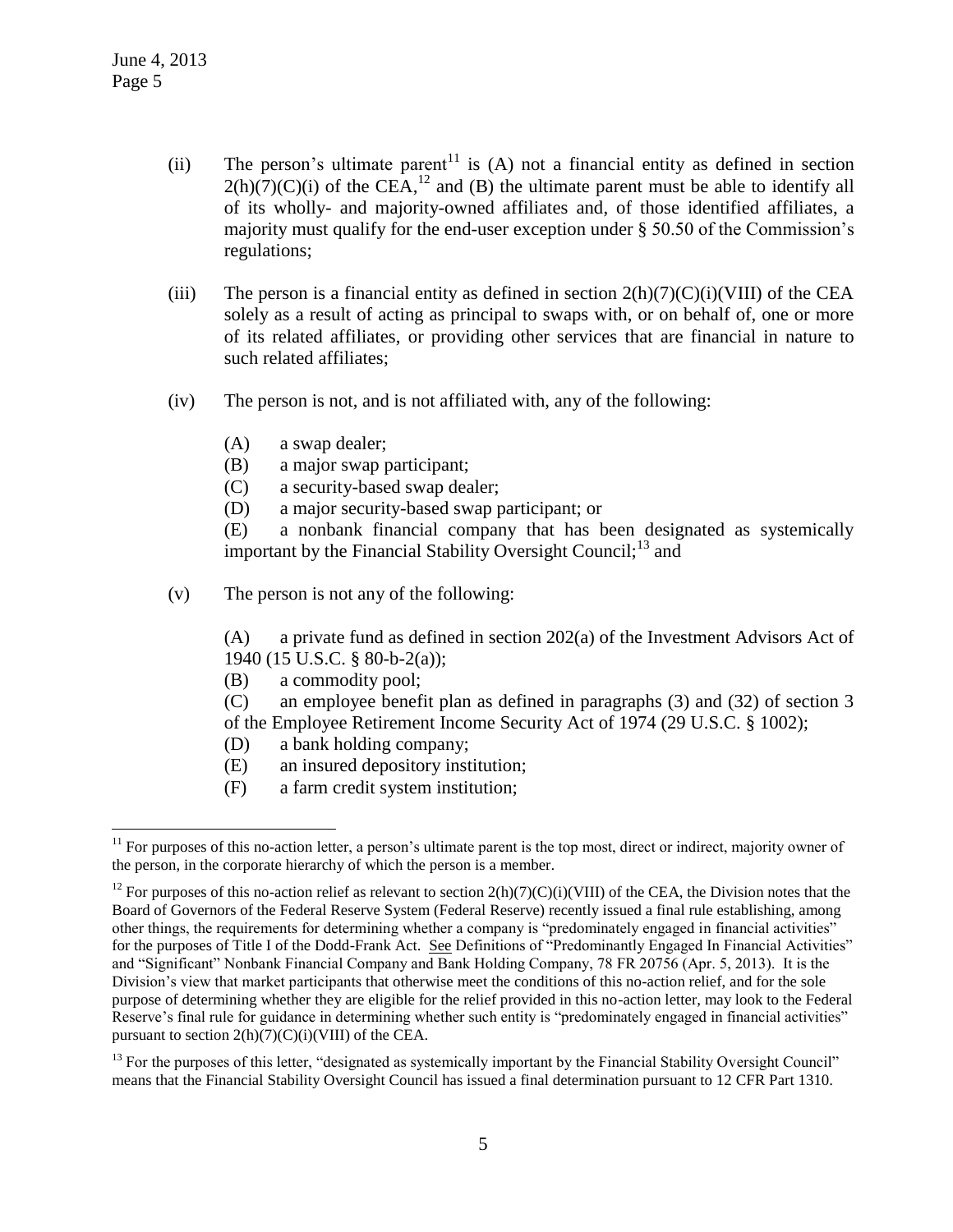(ii) The person's ultimate parent[11] is (A) not a financial entity as defined in section 2(h)(7)(C)(i) of the CEA,[12] and (B) the ultimate parent must be able to identify all of its wholly- and majority-owned affiliates and, of those identified affiliates, a majority must qualify for the end-user exception under § 50.50 of the Commission's regulations;

(iii) The person is a financial entity as defined in section 2(h)(7)(C)(i)(VIII) of the CEA solely as a result of acting as principal to swaps with, or on behalf of, one or more of its related affiliates, or providing other services that are financial in nature to such related affiliates;

(iv) The person is not, and is not affiliated with, any of the following:

(A) a swap dealer;
(B) a major swap participant;
(C) a security-based swap dealer;
(D) a major security-based swap participant; or
(E) a nonbank financial company that has been designated as systemically important by the Financial Stability Oversight Council;[13] and

(v) The person is not any of the following:

(A) a private fund as defined in section 202(a) of the Investment Advisors Act of 1940 (15 U.S.C. § 80-b-2(a));
(B) a commodity pool;
(C) an employee benefit plan as defined in paragraphs (3) and (32) of section 3 of the Employee Retirement Income Security Act of 1974 (29 U.S.C. § 1002);
(D) a bank holding company;
(E) an insured depository institution;
(F) a farm credit system institution;

---

[11] For purposes of this no-action letter, a person's ultimate parent is the top most, direct or indirect, majority owner of the person, in the corporate hierarchy of which the person is a member.

[12] For purposes of this no-action relief as relevant to section 2(h)(7)(C)(i)(VIII) of the CEA, the Division notes that the Board of Governors of the Federal Reserve System (Federal Reserve) recently issued a final rule establishing, among other things, the requirements for determining whether a company is "predominately engaged in financial activities" for the purposes of Title I of the Dodd-Frank Act. See Definitions of "Predominantly Engaged In Financial Activities" and "Significant" Nonbank Financial Company and Bank Holding Company, 78 FR 20756 (Apr. 5, 2013). It is the Division's view that market participants that otherwise meet the conditions of this no-action relief, and for the sole purpose of determining whether they are eligible for the relief provided in this no-action letter, may look to the Federal Reserve's final rule for guidance in determining whether such entity is "predominately engaged in financial activities" pursuant to section 2(h)(7)(C)(i)(VIII) of the CEA.

[13] For the purposes of this letter, "designated as systemically important by the Financial Stability Oversight Council" means that the Financial Stability Oversight Council has issued a final determination pursuant to 12 CFR Part 1310.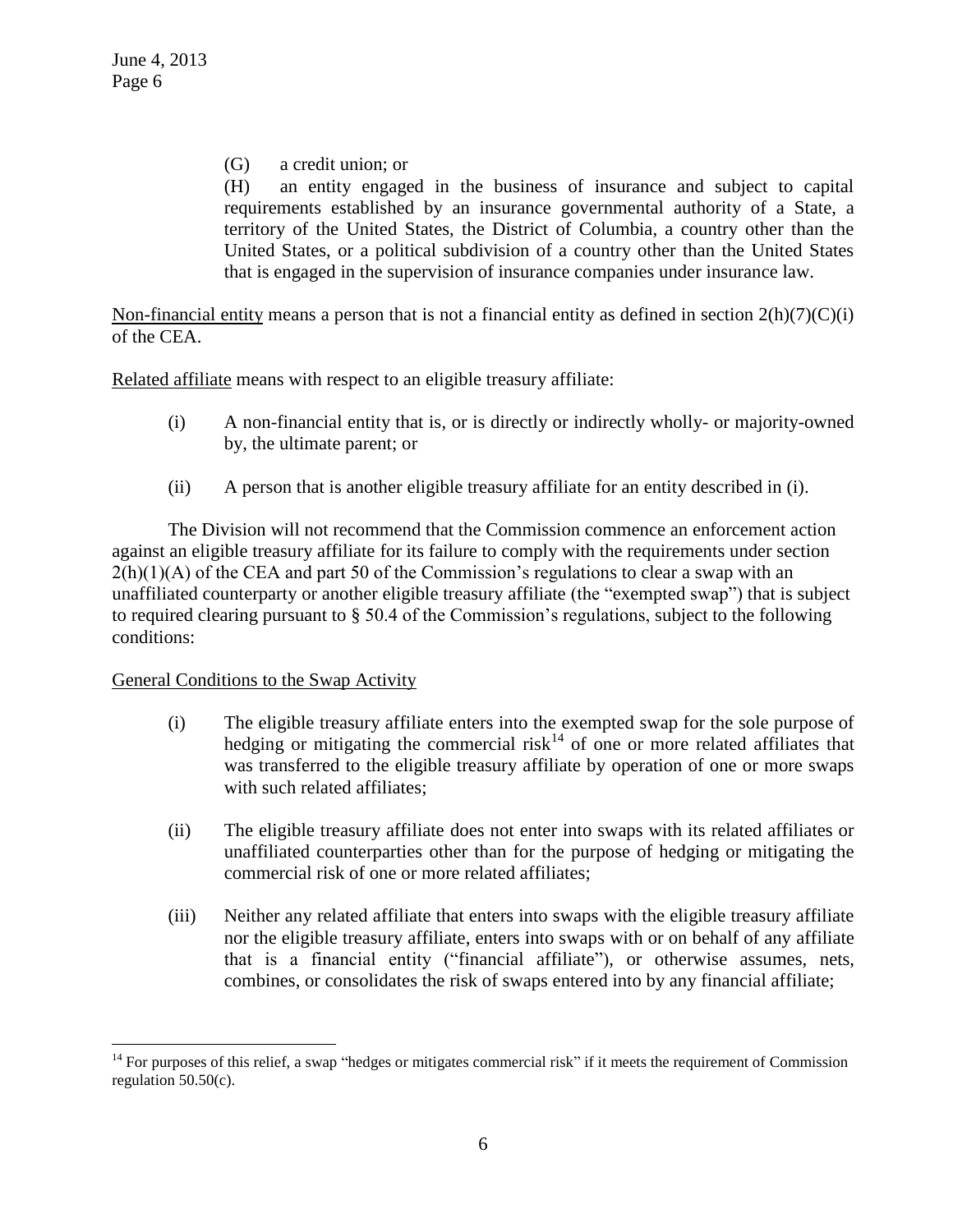(G) a credit union; or

(H) an entity engaged in the business of insurance and subject to capital requirements established by an insurance governmental authority of a State, a territory of the United States, the District of Columbia, a country other than the United States, or a political subdivision of a country other than the United States that is engaged in the supervision of insurance companies under insurance law.

Non-financial entity means a person that is not a financial entity as defined in section 2(h)(7)(C)(i) of the CEA.

Related affiliate means with respect to an eligible treasury affiliate:

(i) A non-financial entity that is, or is directly or indirectly wholly- or majority-owned by, the ultimate parent; or

(ii) A person that is another eligible treasury affiliate for an entity described in (i).

The Division will not recommend that the Commission commence an enforcement action against an eligible treasury affiliate for its failure to comply with the requirements under section 2(h)(1)(A) of the CEA and part 50 of the Commission's regulations to clear a swap with an unaffiliated counterparty or another eligible treasury affiliate (the "exempted swap") that is subject to required clearing pursuant to § 50.4 of the Commission's regulations, subject to the following conditions:

General Conditions to the Swap Activity

(i) The eligible treasury affiliate enters into the exempted swap for the sole purpose of hedging or mitigating the commercial risk[14] of one or more related affiliates that was transferred to the eligible treasury affiliate by operation of one or more swaps with such related affiliates;

(ii) The eligible treasury affiliate does not enter into swaps with its related affiliates or unaffiliated counterparties other than for the purpose of hedging or mitigating the commercial risk of one or more related affiliates;

(iii) Neither any related affiliate that enters into swaps with the eligible treasury affiliate nor the eligible treasury affiliate, enters into swaps with or on behalf of any affiliate that is a financial entity ("financial affiliate"), or otherwise assumes, nets, combines, or consolidates the risk of swaps entered into by any financial affiliate;

[14] For purposes of this relief, a swap "hedges or mitigates commercial risk" if it meets the requirement of Commission regulation 50.50(c).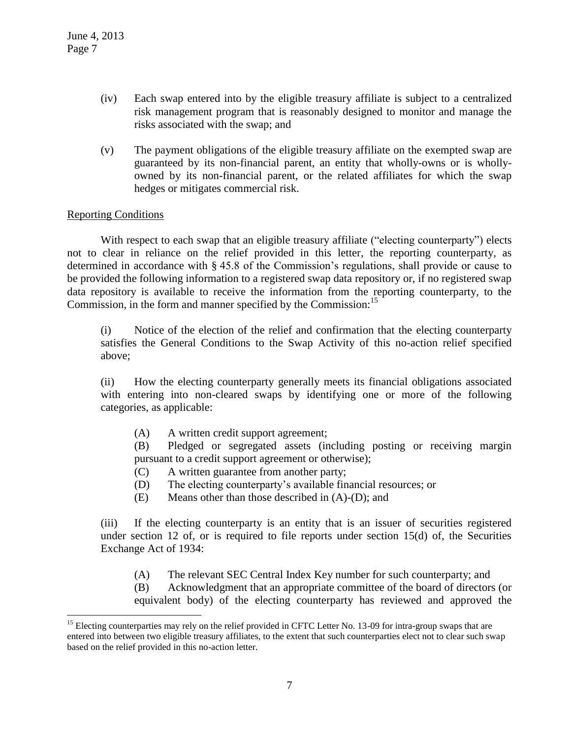(iv) Each swap entered into by the eligible treasury affiliate is subject to a centralized risk management program that is reasonably designed to monitor and manage the risks associated with the swap; and

(v) The payment obligations of the eligible treasury affiliate on the exempted swap are guaranteed by its non-financial parent, an entity that wholly-owns or is wholly-owned by its non-financial parent, or the related affiliates for which the swap hedges or mitigates commercial risk.

Reporting Conditions

With respect to each swap that an eligible treasury affiliate ("electing counterparty") elects not to clear in reliance on the relief provided in this letter, the reporting counterparty, as determined in accordance with § 45.8 of the Commission's regulations, shall provide or cause to be provided the following information to a registered swap data repository or, if no registered swap data repository is available to receive the information from the reporting counterparty, to the Commission, in the form and manner specified by the Commission:[15]

(i) Notice of the election of the relief and confirmation that the electing counterparty satisfies the General Conditions to the Swap Activity of this no-action relief specified above;

(ii) How the electing counterparty generally meets its financial obligations associated with entering into non-cleared swaps by identifying one or more of the following categories, as applicable:

(A) A written credit support agreement;

(B) Pledged or segregated assets (including posting or receiving margin pursuant to a credit support agreement or otherwise);

(C) A written guarantee from another party;

(D) The electing counterparty's available financial resources; or

(E) Means other than those described in (A)-(D); and

(iii) If the electing counterparty is an entity that is an issuer of securities registered under section 12 of, or is required to file reports under section 15(d) of, the Securities Exchange Act of 1934:

(A) The relevant SEC Central Index Key number for such counterparty; and

(B) Acknowledgment that an appropriate committee of the board of directors (or equivalent body) of the electing counterparty has reviewed and approved the

[15] Electing counterparties may rely on the relief provided in CFTC Letter No. 13-09 for intra-group swaps that are entered into between two eligible treasury affiliates, to the extent that such counterparties elect not to clear such swap based on the relief provided in this no-action letter.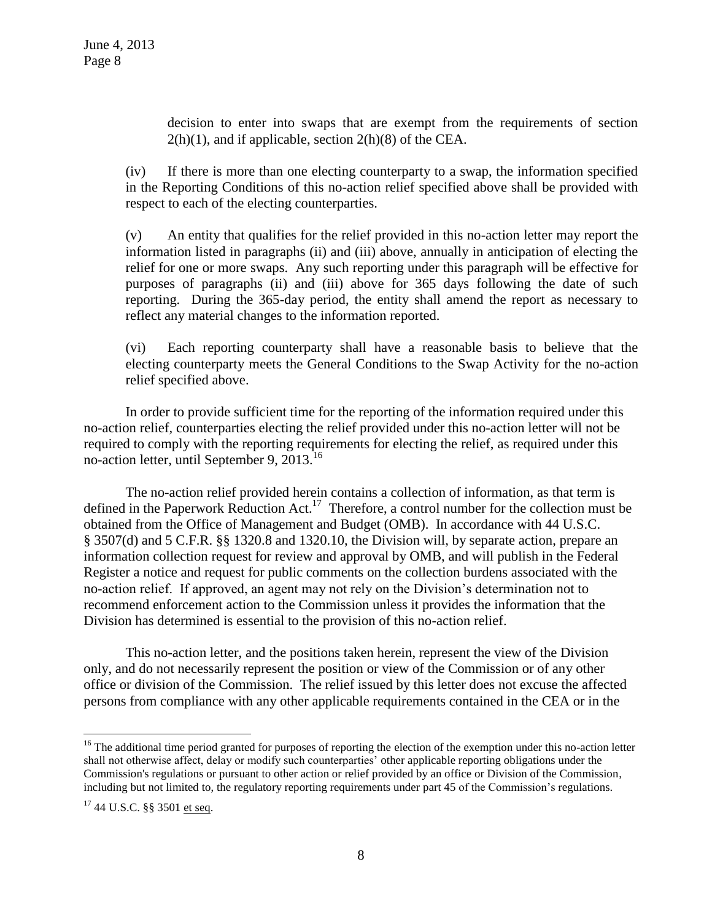decision to enter into swaps that are exempt from the requirements of section 2(h)(1), and if applicable, section 2(h)(8) of the CEA.

(iv) If there is more than one electing counterparty to a swap, the information specified in the Reporting Conditions of this no-action relief specified above shall be provided with respect to each of the electing counterparties.

(v) An entity that qualifies for the relief provided in this no-action letter may report the information listed in paragraphs (ii) and (iii) above, annually in anticipation of electing the relief for one or more swaps. Any such reporting under this paragraph will be effective for purposes of paragraphs (ii) and (iii) above for 365 days following the date of such reporting. During the 365-day period, the entity shall amend the report as necessary to reflect any material changes to the information reported.

(vi) Each reporting counterparty shall have a reasonable basis to believe that the electing counterparty meets the General Conditions to the Swap Activity for the no-action relief specified above.

In order to provide sufficient time for the reporting of the information required under this no-action relief, counterparties electing the relief provided under this no-action letter will not be required to comply with the reporting requirements for electing the relief, as required under this no-action letter, until September 9, 2013.[16]

The no-action relief provided herein contains a collection of information, as that term is defined in the Paperwork Reduction Act.[17] Therefore, a control number for the collection must be obtained from the Office of Management and Budget (OMB). In accordance with 44 U.S.C. § 3507(d) and 5 C.F.R. §§ 1320.8 and 1320.10, the Division will, by separate action, prepare an information collection request for review and approval by OMB, and will publish in the Federal Register a notice and request for public comments on the collection burdens associated with the no-action relief. If approved, an agent may not rely on the Division's determination not to recommend enforcement action to the Commission unless it provides the information that the Division has determined is essential to the provision of this no-action relief.

This no-action letter, and the positions taken herein, represent the view of the Division only, and do not necessarily represent the position or view of the Commission or of any other office or division of the Commission. The relief issued by this letter does not excuse the affected persons from compliance with any other applicable requirements contained in the CEA or in the

---

[16] The additional time period granted for purposes of reporting the election of the exemption under this no-action letter shall not otherwise affect, delay or modify such counterparties' other applicable reporting obligations under the Commission's regulations or pursuant to other action or relief provided by an office or Division of the Commission, including but not limited to, the regulatory reporting requirements under part 45 of the Commission's regulations.

[17] 44 U.S.C. §§ 3501 et seq.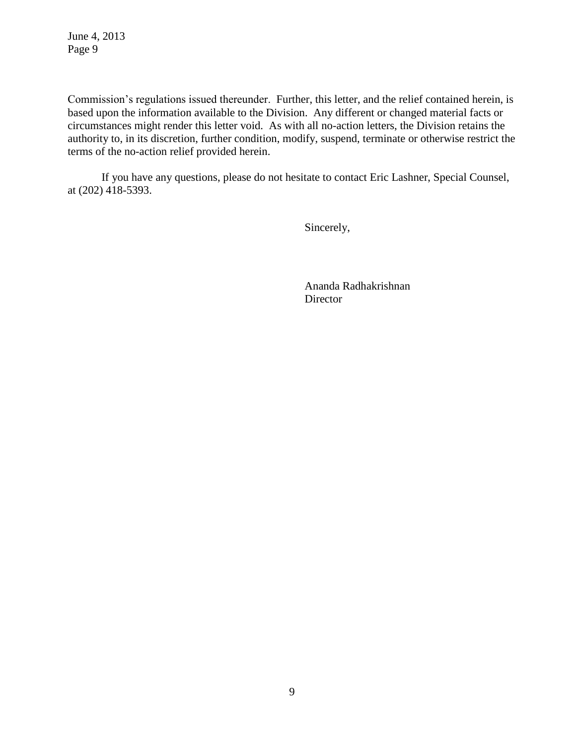Commission's regulations issued thereunder. Further, this letter, and the relief contained herein, is based upon the information available to the Division. Any different or changed material facts or circumstances might render this letter void. As with all no-action letters, the Division retains the authority to, in its discretion, further condition, modify, suspend, terminate or otherwise restrict the terms of the no-action relief provided herein.

If you have any questions, please do not hesitate to contact Eric Lashner, Special Counsel, at (202) 418-5393.

Sincerely,

Ananda Radhakrishnan
Director